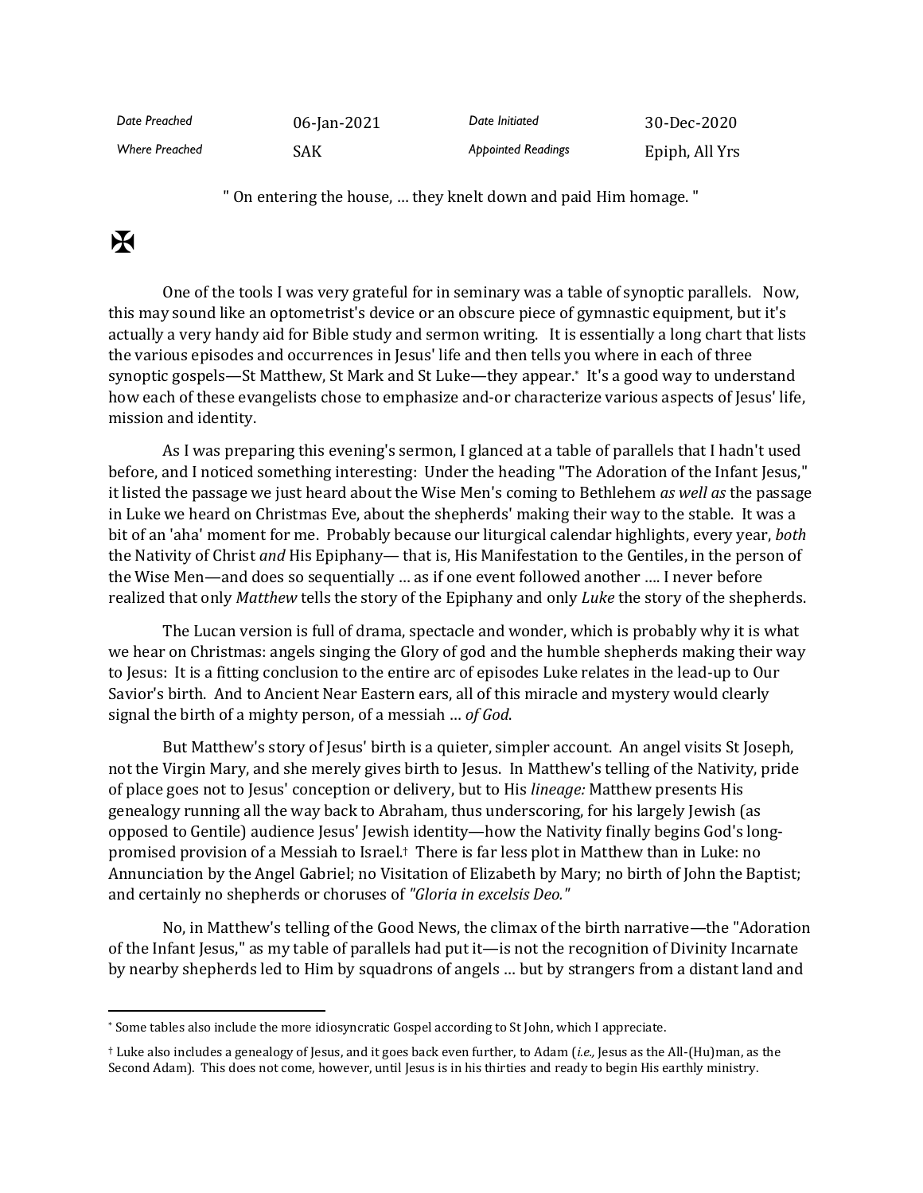| Date Preached | 06-Jan-2021 | Date Initiated | 30-Dec-2020 |
| --- | --- | --- | --- |
| Where Preached | SAK | Appointed Readings | Epiph, All Yrs |

" On entering the house, … they knelt down and paid Him homage. "

✠

One of the tools I was very grateful for in seminary was a table of synoptic parallels. Now, this may sound like an optometrist's device or an obscure piece of gymnastic equipment, but it's actually a very handy aid for Bible study and sermon writing. It is essentially a long chart that lists the various episodes and occurrences in Jesus' life and then tells you where in each of three synoptic gospels—St Matthew, St Mark and St Luke—they appear.* It's a good way to understand how each of these evangelists chose to emphasize and-or characterize various aspects of Jesus' life, mission and identity.

As I was preparing this evening's sermon, I glanced at a table of parallels that I hadn't used before, and I noticed something interesting: Under the heading "The Adoration of the Infant Jesus," it listed the passage we just heard about the Wise Men's coming to Bethlehem *as well as* the passage in Luke we heard on Christmas Eve, about the shepherds' making their way to the stable. It was a bit of an 'aha' moment for me. Probably because our liturgical calendar highlights, every year, *both* the Nativity of Christ *and* His Epiphany— that is, His Manifestation to the Gentiles, in the person of the Wise Men—and does so sequentially … as if one event followed another …. I never before realized that only *Matthew* tells the story of the Epiphany and only *Luke* the story of the shepherds.

The Lucan version is full of drama, spectacle and wonder, which is probably why it is what we hear on Christmas: angels singing the Glory of god and the humble shepherds making their way to Jesus: It is a fitting conclusion to the entire arc of episodes Luke relates in the lead-up to Our Savior's birth. And to Ancient Near Eastern ears, all of this miracle and mystery would clearly signal the birth of a mighty person, of a messiah … *of God*.

But Matthew's story of Jesus' birth is a quieter, simpler account. An angel visits St Joseph, not the Virgin Mary, and she merely gives birth to Jesus. In Matthew's telling of the Nativity, pride of place goes not to Jesus' conception or delivery, but to His *lineage:* Matthew presents His genealogy running all the way back to Abraham, thus underscoring, for his largely Jewish (as opposed to Gentile) audience Jesus' Jewish identity—how the Nativity finally begins God's long-promised provision of a Messiah to Israel.† There is far less plot in Matthew than in Luke: no Annunciation by the Angel Gabriel; no Visitation of Elizabeth by Mary; no birth of John the Baptist; and certainly no shepherds or choruses of *"Gloria in excelsis Deo."*

No, in Matthew's telling of the Good News, the climax of the birth narrative—the "Adoration of the Infant Jesus," as my table of parallels had put it—is not the recognition of Divinity Incarnate by nearby shepherds led to Him by squadrons of angels … but by strangers from a distant land and

---

* Some tables also include the more idiosyncratic Gospel according to St John, which I appreciate.

† Luke also includes a genealogy of Jesus, and it goes back even further, to Adam (*i.e.,* Jesus as the All-(Hu)man, as the Second Adam). This does not come, however, until Jesus is in his thirties and ready to begin His earthly ministry.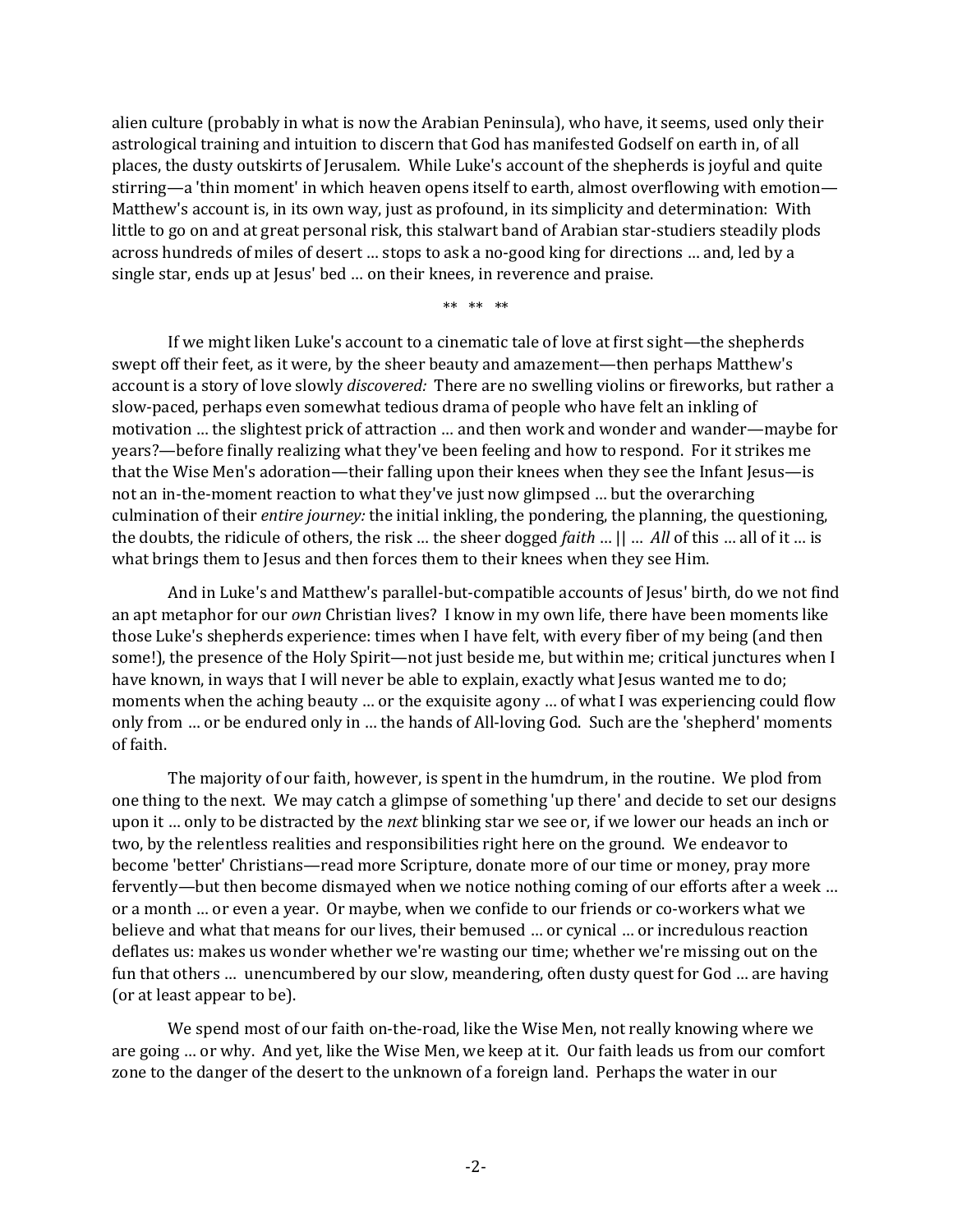alien culture (probably in what is now the Arabian Peninsula), who have, it seems, used only their astrological training and intuition to discern that God has manifested Godself on earth in, of all places, the dusty outskirts of Jerusalem. While Luke's account of the shepherds is joyful and quite stirring—a 'thin moment' in which heaven opens itself to earth, almost overflowing with emotion—Matthew's account is, in its own way, just as profound, in its simplicity and determination: With little to go on and at great personal risk, this stalwart band of Arabian star-studiers steadily plods across hundreds of miles of desert … stops to ask a no-good king for directions … and, led by a single star, ends up at Jesus' bed … on their knees, in reverence and praise.

** ** **

If we might liken Luke's account to a cinematic tale of love at first sight—the shepherds swept off their feet, as it were, by the sheer beauty and amazement—then perhaps Matthew's account is a story of love slowly *discovered:* There are no swelling violins or fireworks, but rather a slow-paced, perhaps even somewhat tedious drama of people who have felt an inkling of motivation … the slightest prick of attraction … and then work and wonder and wander—maybe for years?—before finally realizing what they've been feeling and how to respond. For it strikes me that the Wise Men's adoration—their falling upon their knees when they see the Infant Jesus—is not an in-the-moment reaction to what they've just now glimpsed … but the overarching culmination of their *entire journey:* the initial inkling, the pondering, the planning, the questioning, the doubts, the ridicule of others, the risk … the sheer dogged *faith* … || … *All* of this … all of it … is what brings them to Jesus and then forces them to their knees when they see Him.

And in Luke's and Matthew's parallel-but-compatible accounts of Jesus' birth, do we not find an apt metaphor for our *own* Christian lives? I know in my own life, there have been moments like those Luke's shepherds experience: times when I have felt, with every fiber of my being (and then some!), the presence of the Holy Spirit—not just beside me, but within me; critical junctures when I have known, in ways that I will never be able to explain, exactly what Jesus wanted me to do; moments when the aching beauty … or the exquisite agony … of what I was experiencing could flow only from … or be endured only in … the hands of All-loving God. Such are the 'shepherd' moments of faith.

The majority of our faith, however, is spent in the humdrum, in the routine. We plod from one thing to the next. We may catch a glimpse of something 'up there' and decide to set our designs upon it … only to be distracted by the *next* blinking star we see or, if we lower our heads an inch or two, by the relentless realities and responsibilities right here on the ground. We endeavor to become 'better' Christians—read more Scripture, donate more of our time or money, pray more fervently—but then become dismayed when we notice nothing coming of our efforts after a week … or a month … or even a year. Or maybe, when we confide to our friends or co-workers what we believe and what that means for our lives, their bemused … or cynical … or incredulous reaction deflates us: makes us wonder whether we're wasting our time; whether we're missing out on the fun that others … unencumbered by our slow, meandering, often dusty quest for God … are having (or at least appear to be).

We spend most of our faith on-the-road, like the Wise Men, not really knowing where we are going … or why. And yet, like the Wise Men, we keep at it. Our faith leads us from our comfort zone to the danger of the desert to the unknown of a foreign land. Perhaps the water in our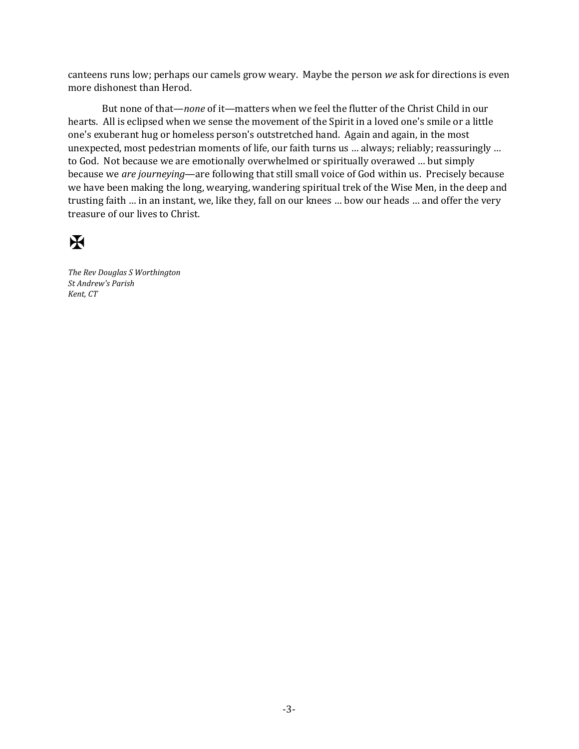canteens runs low; perhaps our camels grow weary. Maybe the person *we* ask for directions is even more dishonest than Herod.

But none of that—*none* of it—matters when we feel the flutter of the Christ Child in our hearts. All is eclipsed when we sense the movement of the Spirit in a loved one's smile or a little one's exuberant hug or homeless person's outstretched hand. Again and again, in the most unexpected, most pedestrian moments of life, our faith turns us … always; reliably; reassuringly … to God. Not because we are emotionally overwhelmed or spiritually overawed … but simply because we *are journeying*—are following that still small voice of God within us. Precisely because we have been making the long, wearying, wandering spiritual trek of the Wise Men, in the deep and trusting faith … in an instant, we, like they, fall on our knees … bow our heads … and offer the very treasure of our lives to Christ.

✠

*The Rev Douglas S Worthington*
*St Andrew's Parish*
*Kent, CT*